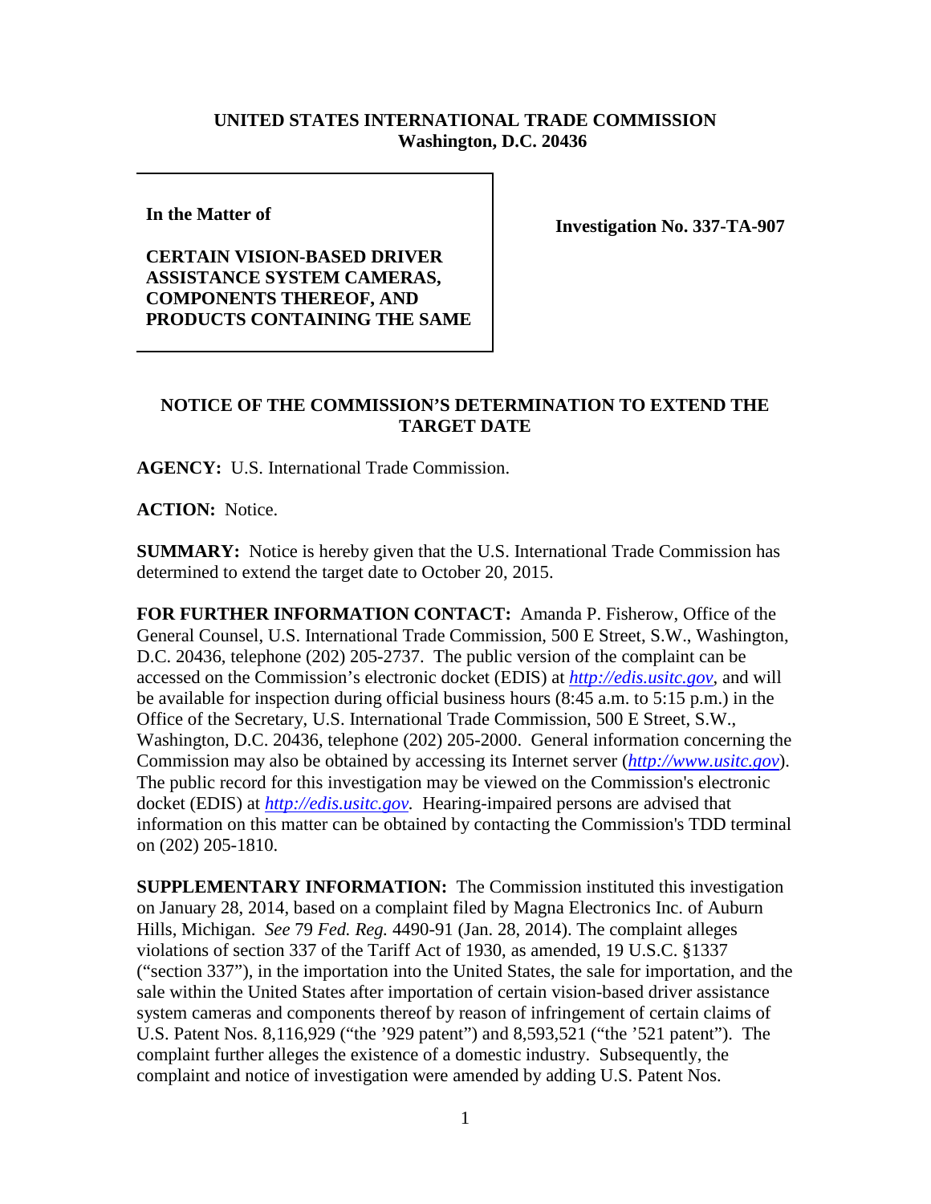**UNITED STATES INTERNATIONAL TRADE COMMISSION**
**Washington, D.C. 20436**

| In the Matter of<br><br>**CERTAIN VISION-BASED DRIVER ASSISTANCE SYSTEM CAMERAS, COMPONENTS THEREOF, AND PRODUCTS CONTAINING THE SAME** | **Investigation No. 337-TA-907** |
| --- | --- |

**NOTICE OF THE COMMISSION'S DETERMINATION TO EXTEND THE TARGET DATE**

**AGENCY:** U.S. International Trade Commission.

**ACTION:** Notice.

**SUMMARY:** Notice is hereby given that the U.S. International Trade Commission has determined to extend the target date to October 20, 2015.

**FOR FURTHER INFORMATION CONTACT:** Amanda P. Fisherow, Office of the General Counsel, U.S. International Trade Commission, 500 E Street, S.W., Washington, D.C. 20436, telephone (202) 205-2737. The public version of the complaint can be accessed on the Commission's electronic docket (EDIS) at *http://edis.usitc.gov*, and will be available for inspection during official business hours (8:45 a.m. to 5:15 p.m.) in the Office of the Secretary, U.S. International Trade Commission, 500 E Street, S.W., Washington, D.C. 20436, telephone (202) 205-2000. General information concerning the Commission may also be obtained by accessing its Internet server (*http://www.usitc.gov*). The public record for this investigation may be viewed on the Commission's electronic docket (EDIS) at *http://edis.usitc.gov.* Hearing-impaired persons are advised that information on this matter can be obtained by contacting the Commission's TDD terminal on (202) 205-1810.

**SUPPLEMENTARY INFORMATION:** The Commission instituted this investigation on January 28, 2014, based on a complaint filed by Magna Electronics Inc. of Auburn Hills, Michigan. *See* 79 *Fed. Reg.* 4490-91 (Jan. 28, 2014). The complaint alleges violations of section 337 of the Tariff Act of 1930, as amended, 19 U.S.C. §1337 ("section 337"), in the importation into the United States, the sale for importation, and the sale within the United States after importation of certain vision-based driver assistance system cameras and components thereof by reason of infringement of certain claims of U.S. Patent Nos. 8,116,929 ("the '929 patent") and 8,593,521 ("the '521 patent"). The complaint further alleges the existence of a domestic industry. Subsequently, the complaint and notice of investigation were amended by adding U.S. Patent Nos.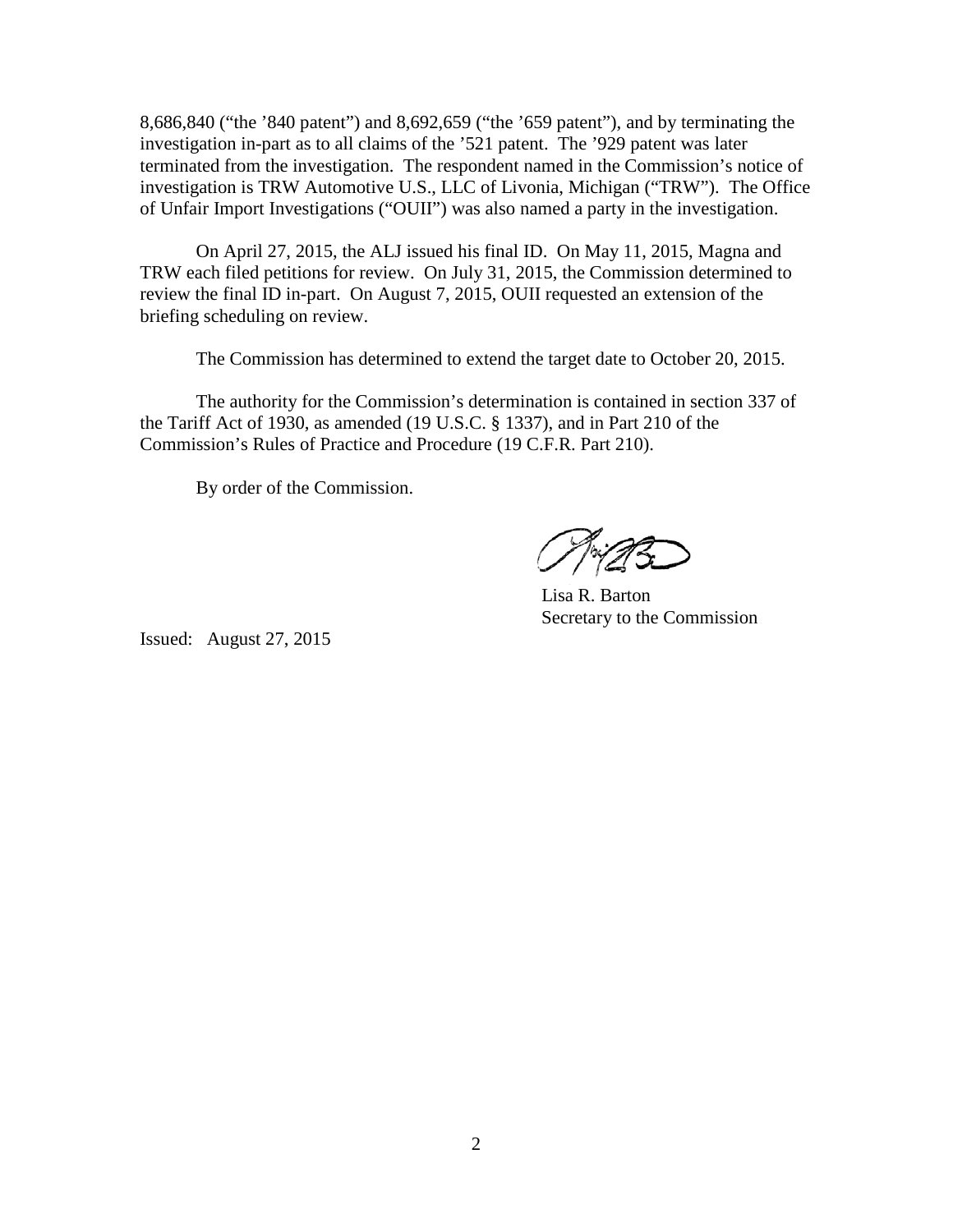8,686,840 ("the '840 patent") and 8,692,659 ("the '659 patent"), and by terminating the investigation in-part as to all claims of the '521 patent. The '929 patent was later terminated from the investigation. The respondent named in the Commission's notice of investigation is TRW Automotive U.S., LLC of Livonia, Michigan ("TRW"). The Office of Unfair Import Investigations ("OUII") was also named a party in the investigation.

On April 27, 2015, the ALJ issued his final ID. On May 11, 2015, Magna and TRW each filed petitions for review. On July 31, 2015, the Commission determined to review the final ID in-part. On August 7, 2015, OUII requested an extension of the briefing scheduling on review.

The Commission has determined to extend the target date to October 20, 2015.

The authority for the Commission's determination is contained in section 337 of the Tariff Act of 1930, as amended (19 U.S.C. § 1337), and in Part 210 of the Commission's Rules of Practice and Procedure (19 C.F.R. Part 210).

By order of the Commission.

Lisa R. Barton
Secretary to the Commission

Issued: August 27, 2015